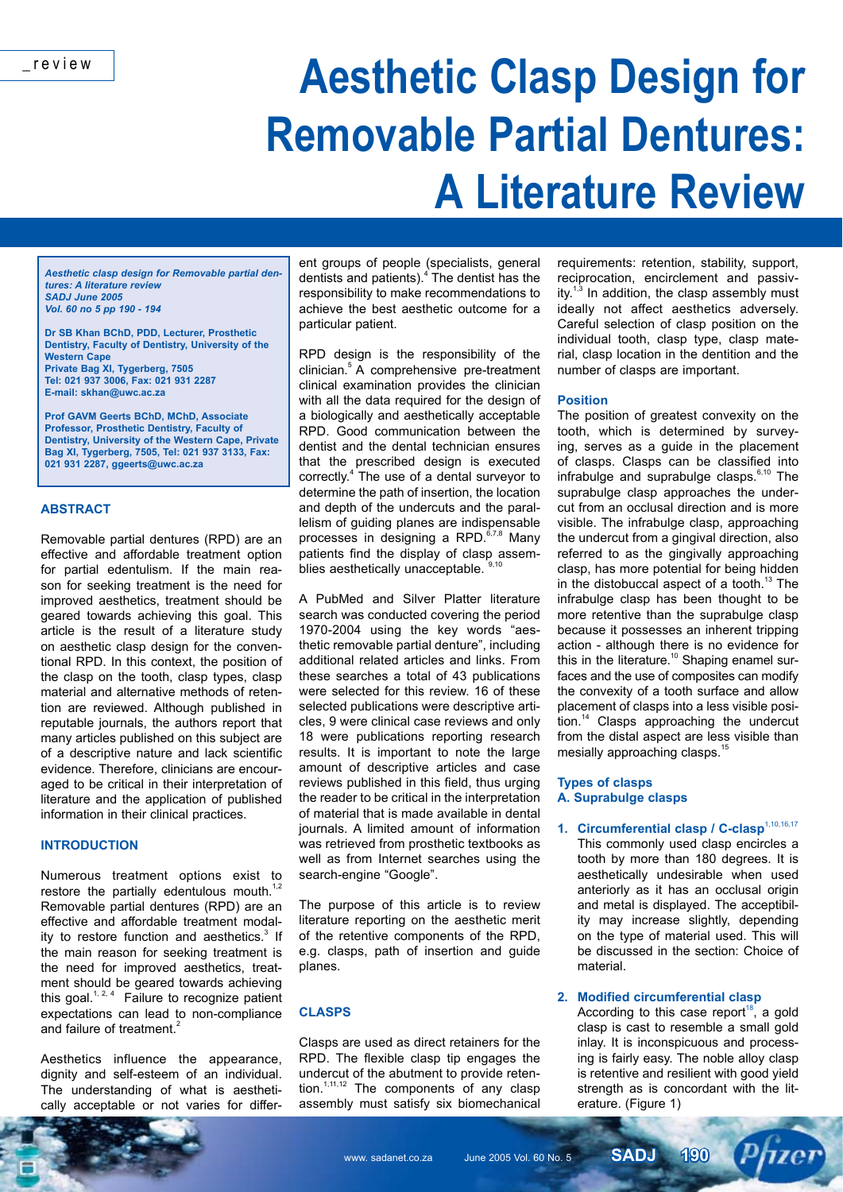_review

# Aesthetic Clasp Design for Removable Partial Dentures: A Literature Review

*Aesthetic clasp design for Removable partial dentures: A literature review*
*SADJ June 2005*
*Vol. 60 no 5 pp 190 - 194*

**Dr SB Khan BChD, PDD, Lecturer, Prosthetic Dentistry, Faculty of Dentistry, University of the Western Cape**
**Private Bag XI, Tygerberg, 7505**
**Tel: 021 937 3006, Fax: 021 931 2287**
**E-mail: skhan@uwc.ac.za**

**Prof GAVM Geerts BChD, MChD, Associate Professor, Prosthetic Dentistry, Faculty of Dentistry, University of the Western Cape, Private Bag XI, Tygerberg, 7505, Tel: 021 937 3133, Fax: 021 931 2287, ggeerts@uwc.ac.za**

## ABSTRACT

Removable partial dentures (RPD) are an effective and affordable treatment option for partial edentulism. If the main reason for seeking treatment is the need for improved aesthetics, treatment should be geared towards achieving this goal. This article is the result of a literature study on aesthetic clasp design for the conventional RPD. In this context, the position of the clasp on the tooth, clasp types, clasp material and alternative methods of retention are reviewed. Although published in reputable journals, the authors report that many articles published on this subject are of a descriptive nature and lack scientific evidence. Therefore, clinicians are encouraged to be critical in their interpretation of literature and the application of published information in their clinical practices.

## INTRODUCTION

Numerous treatment options exist to restore the partially edentulous mouth.[1,2] Removable partial dentures (RPD) are an effective and affordable treatment modality to restore function and aesthetics.[3] If the main reason for seeking treatment is the need for improved aesthetics, treatment should be geared towards achieving this goal.[1, 2, 4] Failure to recognize patient expectations can lead to non-compliance and failure of treatment.[2]

Aesthetics influence the appearance, dignity and self-esteem of an individual. The understanding of what is aesthetically acceptable or not varies for different groups of people (specialists, general dentists and patients).[4] The dentist has the responsibility to make recommendations to achieve the best aesthetic outcome for a particular patient.

RPD design is the responsibility of the clinician.[5] A comprehensive pre-treatment clinical examination provides the clinician with all the data required for the design of a biologically and aesthetically acceptable RPD. Good communication between the dentist and the dental technician ensures that the prescribed design is executed correctly.[4] The use of a dental surveyor to determine the path of insertion, the location and depth of the undercuts and the parallelism of guiding planes are indispensable processes in designing a RPD.[6,7,8] Many patients find the display of clasp assemblies aesthetically unacceptable.[9,10]

A PubMed and Silver Platter literature search was conducted covering the period 1970-2004 using the key words "aesthetic removable partial denture", including additional related articles and links. From these searches a total of 43 publications were selected for this review. 16 of these selected publications were descriptive articles, 9 were clinical case reviews and only 18 were publications reporting research results. It is important to note the large amount of descriptive articles and case reviews published in this field, thus urging the reader to be critical in the interpretation of material that is made available in dental journals. A limited amount of information was retrieved from prosthetic textbooks as well as from Internet searches using the search-engine "Google".

The purpose of this article is to review literature reporting on the aesthetic merit of the retentive components of the RPD, e.g. clasps, path of insertion and guide planes.

## CLASPS

Clasps are used as direct retainers for the RPD. The flexible clasp tip engages the undercut of the abutment to provide retention.[1,11,12] The components of any clasp assembly must satisfy six biomechanical requirements: retention, stability, support, reciprocation, encirclement and passivity.[1,3] In addition, the clasp assembly must ideally not affect aesthetics adversely. Careful selection of clasp position on the individual tooth, clasp type, clasp material, clasp location in the dentition and the number of clasps are important.

### Position

The position of greatest convexity on the tooth, which is determined by surveying, serves as a guide in the placement of clasps. Clasps can be classified into infrabulge and suprabulge clasps.[6,10] The suprabulge clasp approaches the undercut from an occlusal direction and is more visible. The infrabulge clasp, approaching the undercut from a gingival direction, also referred to as the gingivally approaching clasp, has more potential for being hidden in the distobuccal aspect of a tooth.[13] The infrabulge clasp has been thought to be more retentive than the suprabulge clasp because it possesses an inherent tripping action - although there is no evidence for this in the literature.[10] Shaping enamel surfaces and the use of composites can modify the convexity of a tooth surface and allow placement of clasps into a less visible position.[14] Clasps approaching the undercut from the distal aspect are less visible than mesially approaching clasps.[15]

### Types of clasps

#### A. Suprabulge clasps

1. **Circumferential clasp / C-clasp**[1,10,16,17]
   This commonly used clasp encircles a tooth by more than 180 degrees. It is aesthetically undesirable when used anteriorly as it has an occlusal origin and metal is displayed. The acceptibility may increase slightly, depending on the type of material used. This will be discussed in the section: Choice of material.

2. **Modified circumferential clasp**
   According to this case report[18], a gold clasp is cast to resemble a small gold inlay. It is inconspicuous and processing is fairly easy. The noble alloy clasp is retentive and resilient with good yield strength as is concordant with the literature. (Figure 1)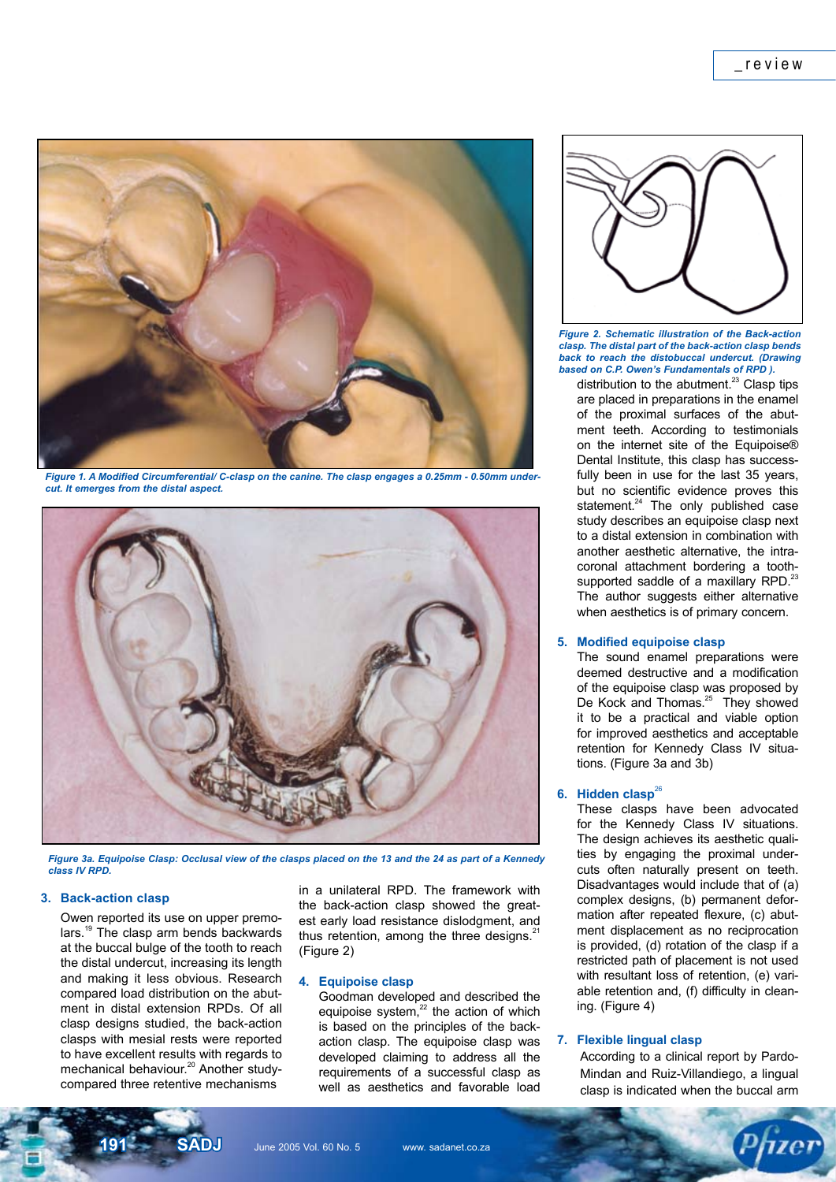Figure 1. A Modified Circumferential/ C-clasp on the canine. The clasp engages a 0.25mm - 0.50mm undercut. It emerges from the distal aspect.

Figure 3a. Equipoise Clasp: Occlusal view of the clasps placed on the 13 and the 24 as part of a Kennedy class IV RPD.

### 3. Back-action clasp

Owen reported its use on upper premolars.[19] The clasp arm bends backwards at the buccal bulge of the tooth to reach the distal undercut, increasing its length and making it less obvious. Research compared load distribution on the abutment in distal extension RPDs. Of all clasp designs studied, the back-action clasps with mesial rests were reported to have excellent results with regards to mechanical behaviour.[20] Another study compared three retentive mechanisms in a unilateral RPD. The framework with the back-action clasp showed the greatest early load resistance dislodgment, and thus retention, among the three designs.[21] (Figure 2)

### 4. Equipoise clasp

Goodman developed and described the equipoise system,[22] the action of which is based on the principles of the back-action clasp. The equipoise clasp was developed claiming to address all the requirements of a successful clasp as well as aesthetics and favorable load distribution to the abutment.[23] Clasp tips are placed in preparations in the enamel of the proximal surfaces of the abutment teeth. According to testimonials on the internet site of the Equipoise® Dental Institute, this clasp has successfully been in use for the last 35 years, but no scientific evidence proves this statement.[24] The only published case study describes an equipoise clasp next to a distal extension in combination with another aesthetic alternative, the intracoronal attachment bordering a tooth-supported saddle of a maxillary RPD.[23] The author suggests either alternative when aesthetics is of primary concern.

Figure 2. Schematic illustration of the Back-action clasp. The distal part of the back-action clasp bends back to reach the distobuccal undercut. (Drawing based on C.P. Owen's Fundamentals of RPD ).

### 5. Modified equipoise clasp

The sound enamel preparations were deemed destructive and a modification of the equipoise clasp was proposed by De Kock and Thomas.[25] They showed it to be a practical and viable option for improved aesthetics and acceptable retention for Kennedy Class IV situations. (Figure 3a and 3b)

### 6. Hidden clasp[26]

These clasps have been advocated for the Kennedy Class IV situations. The design achieves its aesthetic qualities by engaging the proximal undercuts often naturally present on teeth. Disadvantages would include that of (a) complex designs, (b) permanent deformation after repeated flexure, (c) abutment displacement as no reciprocation is provided, (d) rotation of the clasp if a restricted path of placement is not used with resultant loss of retention, (e) variable retention and, (f) difficulty in cleaning. (Figure 4)

### 7. Flexible lingual clasp

According to a clinical report by Pardo-Mindan and Ruiz-Villandiego, a lingual clasp is indicated when the buccal arm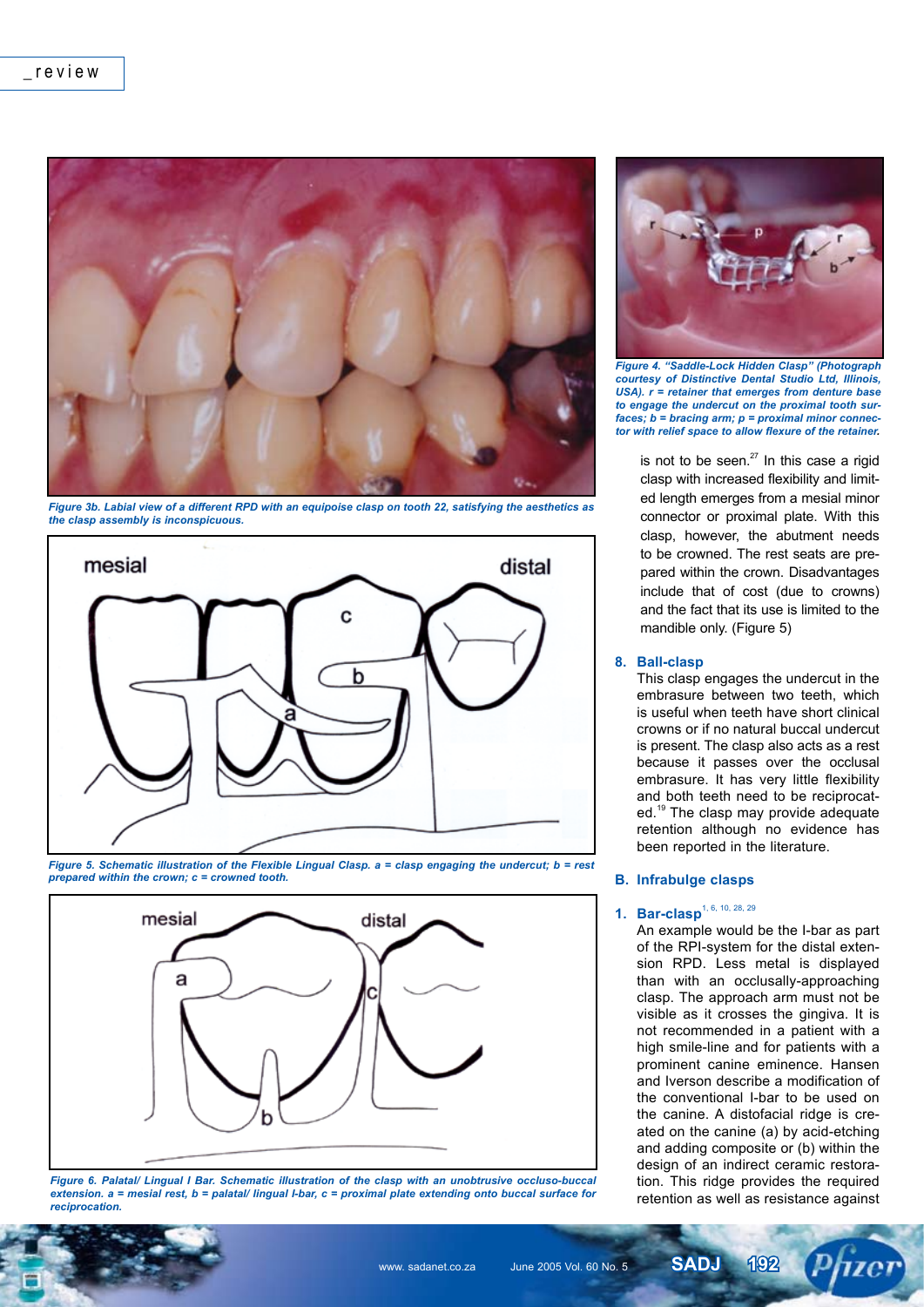Figure 3b. Labial view of a different RPD with an equipoise clasp on tooth 22, satisfying the aesthetics as the clasp assembly is inconspicuous.

Figure 5. Schematic illustration of the Flexible Lingual Clasp. a = clasp engaging the undercut; b = rest prepared within the crown; c = crowned tooth.

Figure 6. Palatal/ Lingual I Bar. Schematic illustration of the clasp with an unobtrusive occluso-buccal extension. a = mesial rest, b = palatal/ lingual I-bar, c = proximal plate extending onto buccal surface for reciprocation.

Figure 4. "Saddle-Lock Hidden Clasp" (Photograph courtesy of Distinctive Dental Studio Ltd, Illinois, USA). r = retainer that emerges from denture base to engage the undercut on the proximal tooth surfaces; b = bracing arm; p = proximal minor connector with relief space to allow flexure of the retainer.

is not to be seen.[27] In this case a rigid clasp with increased flexibility and limited length emerges from a mesial minor connector or proximal plate. With this clasp, however, the abutment needs to be crowned. The rest seats are prepared within the crown. Disadvantages include that of cost (due to crowns) and the fact that its use is limited to the mandible only. (Figure 5)

**8. Ball-clasp**

This clasp engages the undercut in the embrasure between two teeth, which is useful when teeth have short clinical crowns or if no natural buccal undercut is present. The clasp also acts as a rest because it passes over the occlusal embrasure. It has very little flexibility and both teeth need to be reciprocated.[19] The clasp may provide adequate retention although no evidence has been reported in the literature.

## B. Infrabulge clasps

**1. Bar-clasp**[1, 6, 10, 28, 29]

An example would be the I-bar as part of the RPI-system for the distal extension RPD. Less metal is displayed than with an occlusally-approaching clasp. The approach arm must not be visible as it crosses the gingiva. It is not recommended in a patient with a high smile-line and for patients with a prominent canine eminence. Hansen and Iverson describe a modification of the conventional I-bar to be used on the canine. A distofacial ridge is created on the canine (a) by acid-etching and adding composite or (b) within the design of an indirect ceramic restoration. This ridge provides the required retention as well as resistance against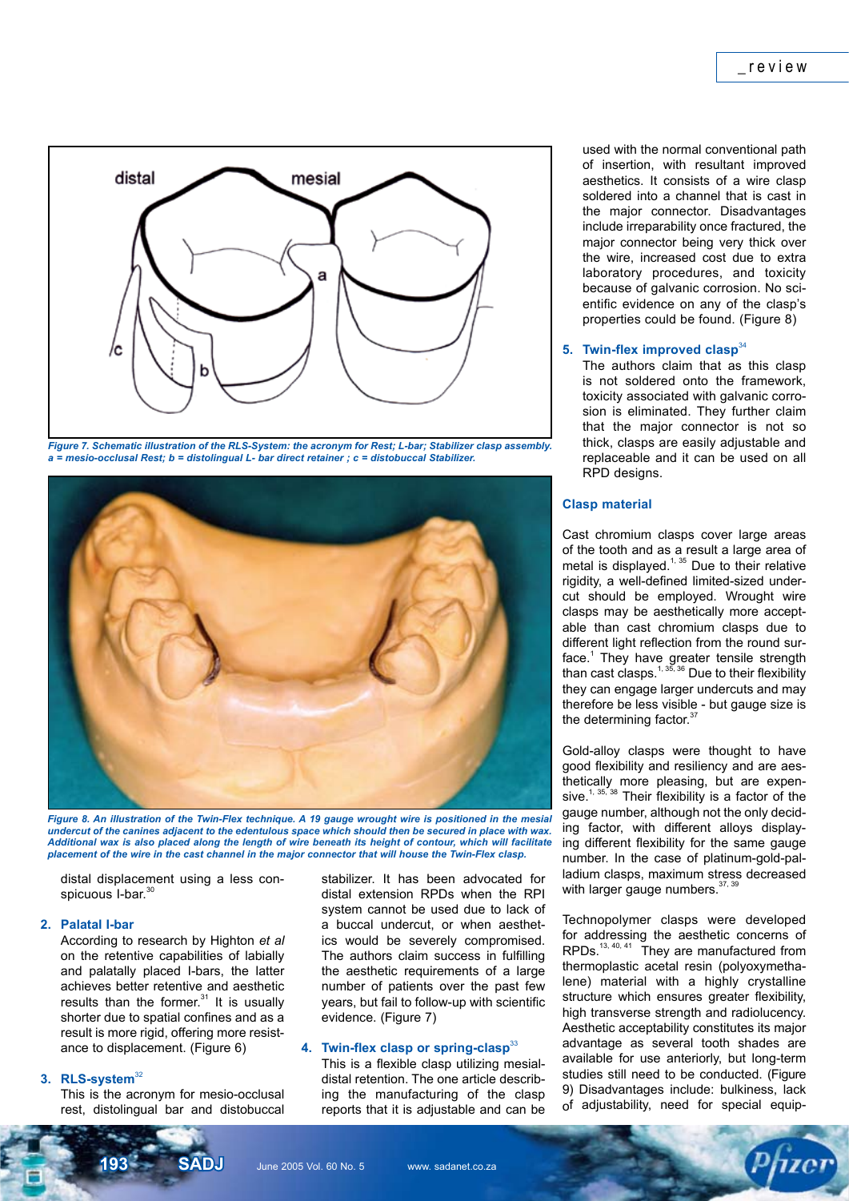Figure 7. Schematic illustration of the RLS-System: the acronym for Rest; L-bar; Stabilizer clasp assembly. a = mesio-occlusal Rest; b = distolingual L- bar direct retainer ; c = distobuccal Stabilizer.

Figure 8. An illustration of the Twin-Flex technique. A 19 gauge wrought wire is positioned in the mesial undercut of the canines adjacent to the edentulous space which should then be secured in place with wax. Additional wax is also placed along the length of wire beneath its height of contour, which will facilitate placement of the wire in the cast channel in the major connector that will house the Twin-Flex clasp.

distal displacement using a less conspicuous I-bar.[30]

2. **Palatal I-bar**
   According to research by Highton *et al* on the retentive capabilities of labially and palatally placed I-bars, the latter achieves better retentive and aesthetic results than the former.[31] It is usually shorter due to spatial confines and as a result is more rigid, offering more resistance to displacement. (Figure 6)

3. **RLS-system**[32]
   This is the acronym for mesio-occlusal rest, distolingual bar and distobuccal stabilizer. It has been advocated for distal extension RPDs when the RPI system cannot be used due to lack of a buccal undercut, or when aesthetics would be severely compromised. The authors claim success in fulfilling the aesthetic requirements of a large number of patients over the past few years, but fail to follow-up with scientific evidence. (Figure 7)

4. **Twin-flex clasp or spring-clasp**[33]
   This is a flexible clasp utilizing mesial-distal retention. The one article describing the manufacturing of the clasp reports that it is adjustable and can be used with the normal conventional path of insertion, with resultant improved aesthetics. It consists of a wire clasp soldered into a channel that is cast in the major connector. Disadvantages include irreparability once fractured, the major connector being very thick over the wire, increased cost due to extra laboratory procedures, and toxicity because of galvanic corrosion. No scientific evidence on any of the clasp's properties could be found. (Figure 8)

5. **Twin-flex improved clasp**[34]
   The authors claim that as this clasp is not soldered onto the framework, toxicity associated with galvanic corrosion is eliminated. They further claim that the major connector is not so thick, clasps are easily adjustable and replaceable and it can be used on all RPD designs.

### Clasp material

Cast chromium clasps cover large areas of the tooth and as a result a large area of metal is displayed.[1, 35] Due to their relative rigidity, a well-defined limited-sized undercut should be employed. Wrought wire clasps may be aesthetically more acceptable than cast chromium clasps due to different light reflection from the round surface.[1] They have greater tensile strength than cast clasps.[1, 35, 36] Due to their flexibility they can engage larger undercuts and may therefore be less visible - but gauge size is the determining factor.[37]

Gold-alloy clasps were thought to have good flexibility and resiliency and are aesthetically more pleasing, but are expensive.[1, 35, 38] Their flexibility is a factor of the gauge number, although not the only deciding factor, with different alloys displaying different flexibility for the same gauge number. In the case of platinum-gold-palladium clasps, maximum stress decreased with larger gauge numbers.[37, 39]

Technopolymer clasps were developed for addressing the aesthetic concerns of RPDs.[13, 40, 41] They are manufactured from thermoplastic acetal resin (polyoxymethalene) material with a highly crystalline structure which ensures greater flexibility, high transverse strength and radiolucency. Aesthetic acceptability constitutes its major advantage as several tooth shades are available for use anteriorly, but long-term studies still need to be conducted. (Figure 9) Disadvantages include: bulkiness, lack of adjustability, need for special equip-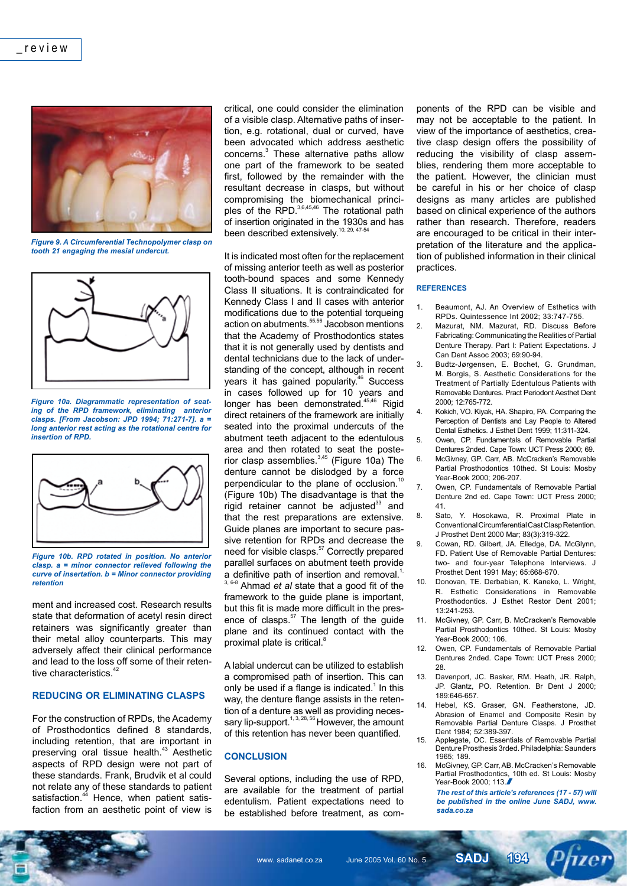*Figure 9. A Circumferential Technopolymer clasp on tooth 21 engaging the mesial undercut.*

*Figure 10a. Diagrammatic representation of seating of the RPD framework, eliminating anterior clasps. [From Jacobson: JPD 1994; 71:271-7]. a = minor connector relieved following the curve of insertation. b = Minor connector providing retention*

*Figure 10a. Diagrammatic representation of seating of the RPD framework, eliminating anterior clasps. [From Jacobson: JPD 1994; 71:271-7]. a = long anterior rest acting as the rotational centre for insertion of RPD.*

*Figure 10b. RPD rotated in position. No anterior clasp. a = minor connector relieved following the curve of insertation. b = Minor connector providing retention*

ment and increased cost. Research results state that deformation of acetyl resin direct retainers was significantly greater than their metal alloy counterparts. This may adversely affect their clinical performance and lead to the loss off some of their retentive characteristics.[42]

## REDUCING OR ELIMINATING CLASPS

For the construction of RPDs, the Academy of Prosthodontics defined 8 standards, including retention, that are important in preserving oral tissue health.[43] Aesthetic aspects of RPD design were not part of these standards. Frank, Brudvik et al could not relate any of these standards to patient satisfaction.[44] Hence, when patient satisfaction from an aesthetic point of view is critical, one could consider the elimination of a visible clasp. Alternative paths of insertion, e.g. rotational, dual or curved, have been advocated which address aesthetic concerns.[3] These alternative paths allow one part of the framework to be seated first, followed by the remainder with the resultant decrease in clasps, but without compromising the biomechanical principles of the RPD.[3,6,45,46] The rotational path of insertion originated in the 1930s and has been described extensively.[10, 29, 47-54]

It is indicated most often for the replacement of missing anterior teeth as well as posterior tooth-bound spaces and some Kennedy Class II situations. It is contraindicated for Kennedy Class I and II cases with anterior modifications due to the potential torqueing action on abutments.[55,56] Jacobson mentions that the Academy of Prosthodontics states that it is not generally used by dentists and dental technicians due to the lack of understanding of the concept, although in recent years it has gained popularity.[46] Success in cases followed up for 10 years and longer has been demonstrated.[45,46] Rigid direct retainers of the framework are initially seated into the proximal undercuts of the abutment teeth adjacent to the edentulous area and then rotated to seat the posterior clasp assemblies.[3,45] (Figure 10a) The denture cannot be dislodged by a force perpendicular to the plane of occlusion.[10] (Figure 10b) The disadvantage is that the rigid retainer cannot be adjusted[33] and that the rest preparations are extensive. Guide planes are important to secure passive retention for RPDs and decrease the need for visible clasps.[57] Correctly prepared parallel surfaces on abutment teeth provide a definitive path of insertion and removal.[1, 3, 6-8] Ahmad *et al* state that a good fit of the framework to the guide plane is important, but this fit is made more difficult in the presence of clasps.[57] The length of the guide plane and its continued contact with the proximal plate is critical.[8]

A labial undercut can be utilized to establish a compromised path of insertion. This can only be used if a flange is indicated.[1] In this way, the denture flange assists in the retention of a denture as well as providing necessary lip-support.[1, 3, 28, 56] However, the amount of this retention has never been quantified.

## CONCLUSION

Several options, including the use of RPD, are available for the treatment of partial edentulism. Patient expectations need to be established before treatment, as components of the RPD can be visible and may not be acceptable to the patient. In view of the importance of aesthetics, creative clasp design offers the possibility of reducing the visibility of clasp assemblies, rendering them more acceptable to the patient. However, the clinician must be careful in his or her choice of clasp designs as many articles are published based on clinical experience of the authors rather than research. Therefore, readers are encouraged to be critical in their interpretation of the literature and the application of published information in their clinical practices.

## REFERENCES

1. Beaumont, AJ. An Overview of Esthetics with RPDs. Quintessence Int 2002; 33:747-755.
2. Mazurat, NM. Mazurat, RD. Discuss Before Fabricating: Communicating the Realities of Partial Denture Therapy. Part I: Patient Expectations. J Can Dent Assoc 2003; 69:90-94.
3. Budtz-Jørgensen, E. Bochet, G. Grundman, M. Borgis, S. Aesthetic Considerations for the Treatment of Partially Edentulous Patients with Removable Dentures. Pract Periodont Aesthet Dent 2000; 12:765-772.
4. Kokich, VO. Kiyak, HA. Shapiro, PA. Comparing the Perception of Dentists and Lay People to Altered Dental Esthetics. J Esthet Dent 1999; 11:311-324.
5. Owen, CP. Fundamentals of Removable Partial Dentures 2nded. Cape Town: UCT Press 2000; 69.
6. McGivney, GP. Carr, AB. McCracken's Removable Partial Prosthodontics 10thed. St Louis: Mosby Year-Book 2000; 206-207.
7. Owen, CP. Fundamentals of Removable Partial Denture 2nd ed. Cape Town: UCT Press 2000; 41.
8. Sato, Y. Hosokawa, R. Proximal Plate in Conventional Circumferential Cast Clasp Retention. J Prosthet Dent 2000 Mar; 83(3):319-322.
9. Cowan, RD. Gilbert, JA. Elledge, DA. McGlynn, FD. Patient Use of Removable Partial Dentures: two- and four-year Telephone Interviews. J Prosthet Dent 1991 May; 65:668-670.
10. Donovan, TE. Derbabian, K. Kaneko, L. Wright, R. Esthetic Considerations in Removable Prosthodontics. J Esthet Restor Dent 2001; 13:241-253.
11. McGivney, GP. Carr, B. McCracken's Removable Partial Prosthodontics 10thed. St Louis: Mosby Year-Book 2000; 106.
12. Owen, CP. Fundamentals of Removable Partial Dentures 2nded. Cape Town: UCT Press 2000; 28.
13. Davenport, JC. Basker, RM. Heath, JR. Ralph, JP. Glantz, PO. Retention. Br Dent J 2000; 189:646-657.
14. Hebel, KS. Graser, GN. Featherstone, JD. Abrasion of Enamel and Composite Resin by Removable Partial Denture Clasps. J Prosthet Dent 1984; 52:389-397.
15. Applegate, OC. Essentials of Removable Partial Denture Prosthesis 3rded. Philadelphia: Saunders 1965; 189.
16. McGivney, GP. Carr, AB. McCracken's Removable Partial Prosthodontics, 10th ed. St Louis: Mosby Year-Book 2000; 113.

***The rest of this article's references (17 - 57) will be published in the online June SADJ, www.sada.co.za***